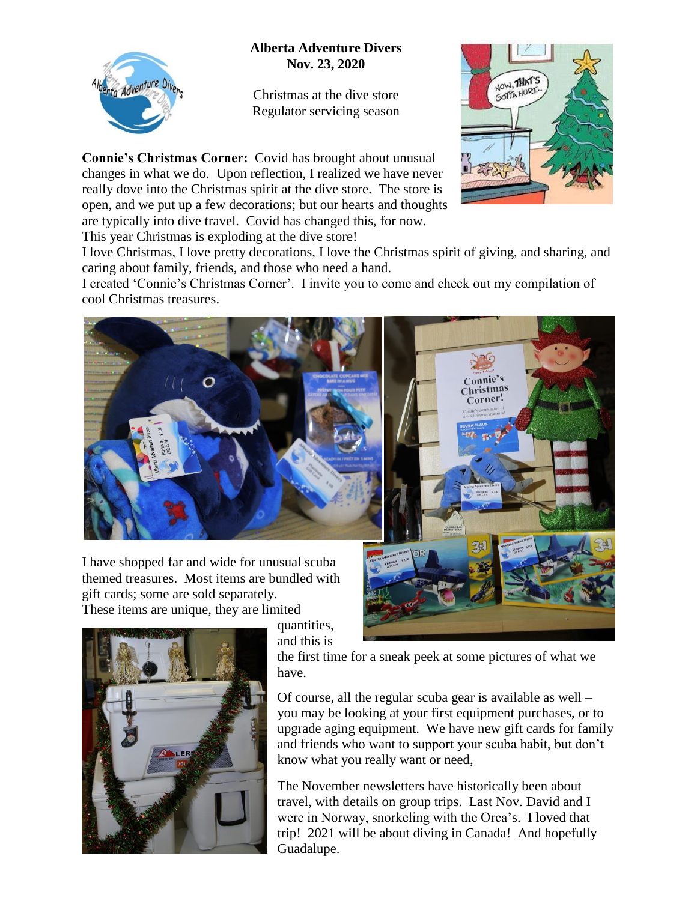**Alberta Adventure Divers**
**Nov. 23, 2020**

Christmas at the dive store
Regulator servicing season

**Connie's Christmas Corner:** Covid has brought about unusual changes in what we do. Upon reflection, I realized we have never really dove into the Christmas spirit at the dive store. The store is open, and we put up a few decorations; but our hearts and thoughts are typically into dive travel. Covid has changed this, for now. This year Christmas is exploding at the dive store!

I love Christmas, I love pretty decorations, I love the Christmas spirit of giving, and sharing, and caring about family, friends, and those who need a hand.

I created 'Connie's Christmas Corner'. I invite you to come and check out my compilation of cool Christmas treasures.

I have shopped far and wide for unusual scuba themed treasures. Most items are bundled with gift cards; some are sold separately. These items are unique, they are limited quantities, and this is the first time for a sneak peek at some pictures of what we have.

Of course, all the regular scuba gear is available as well – you may be looking at your first equipment purchases, or to upgrade aging equipment. We have new gift cards for family and friends who want to support your scuba habit, but don't know what you really want or need,

The November newsletters have historically been about travel, with details on group trips. Last Nov. David and I were in Norway, snorkeling with the Orca's. I loved that trip! 2021 will be about diving in Canada! And hopefully Guadalupe.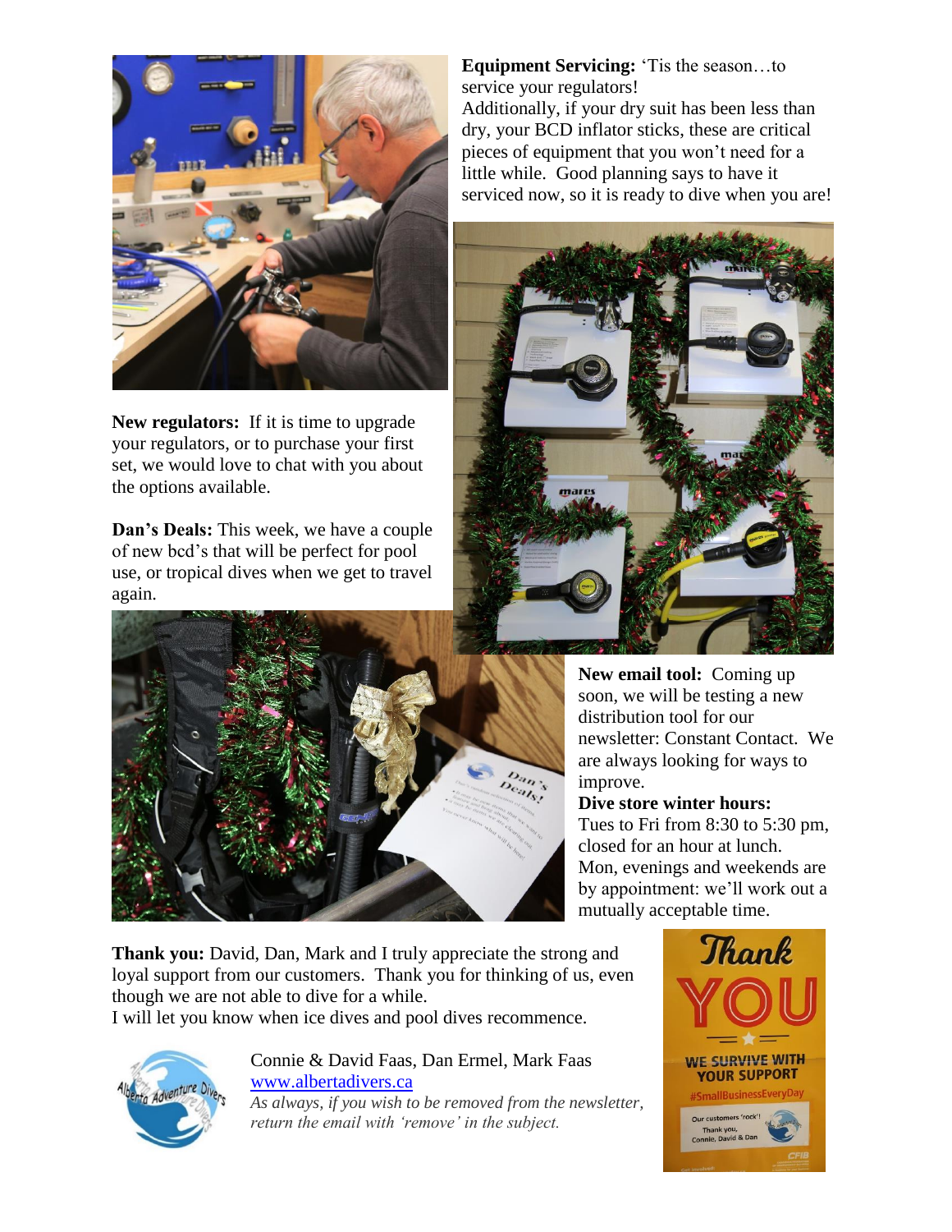**Equipment Servicing:** 'Tis the season…to service your regulators!
Additionally, if your dry suit has been less than dry, your BCD inflator sticks, these are critical pieces of equipment that you won't need for a little while. Good planning says to have it serviced now, so it is ready to dive when you are!

**New regulators:** If it is time to upgrade your regulators, or to purchase your first set, we would love to chat with you about the options available.

**Dan's Deals:** This week, we have a couple of new bcd's that will be perfect for pool use, or tropical dives when we get to travel again.

**New email tool:** Coming up soon, we will be testing a new distribution tool for our newsletter: Constant Contact. We are always looking for ways to improve.

**Dive store winter hours:**
Tues to Fri from 8:30 to 5:30 pm, closed for an hour at lunch.
Mon, evenings and weekends are by appointment: we'll work out a mutually acceptable time.

**Thank you:** David, Dan, Mark and I truly appreciate the strong and loyal support from our customers. Thank you for thinking of us, even though we are not able to dive for a while.
I will let you know when ice dives and pool dives recommence.

Connie & David Faas, Dan Ermel, Mark Faas
www.albertadivers.ca
*As always, if you wish to be removed from the newsletter, return the email with 'remove' in the subject.*